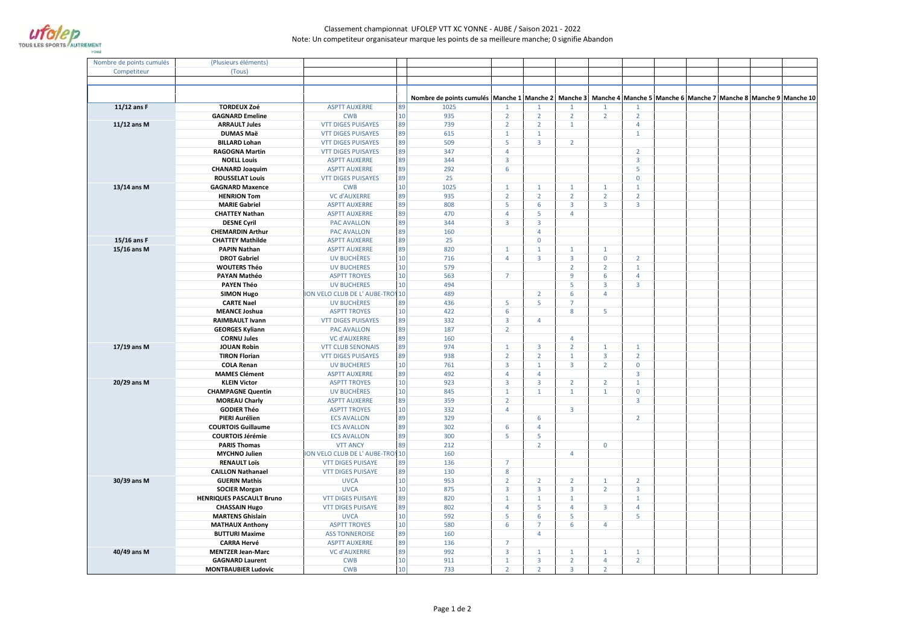Classement championnat UFOLEP VTT XC YONNE - AUBE / Saison 2021 - 2022

Note: Un competiteur organisateur marque les points de sa meilleure manche; 0 signifie Abandon

| Nombre de points cumulés | (Plusieurs éléments) | | | | | | | | | | | | | | |
|---|---|---|---|---|---|---|---|---|---|---|---|---|---|---|---|
| Competiteur | (Tous) | | | | | | | | | | | | | | |
| | | | | Nombre de points cumulés | Manche 1 | Manche 2 | Manche 3 | Manche 4 | Manche 5 | Manche 6 | Manche 7 | Manche 8 | Manche 9 | Manche 10 | |
| 11/12 ans F | TORDEUX Zoé | ASPTT AUXERRE | 89 | 1025 | 1 | 1 | 1 | 1 | 1 | | | | | | |
| | GAGNARD Emeline | CWB | 10 | 935 | 2 | 2 | 2 | 2 | 2 | | | | | | |
| 11/12 ans M | ARRAULT Jules | VTT DIGES PUISAYES | 89 | 739 | 2 | 2 | 1 | | 4 | | | | | | |
| | DUMAS Maë | VTT DIGES PUISAYES | 89 | 615 | 1 | 1 | | | 1 | | | | | | |
| | BILLARD Lohan | VTT DIGES PUISAYES | 89 | 509 | 5 | 3 | 2 | | | | | | | | |
| | RAGOGNA Martin | VTT DIGES PUISAYES | 89 | 347 | 4 | | | | 2 | | | | | | |
| | NOELL Louis | ASPTT AUXERRE | 89 | 344 | 3 | | | | 3 | | | | | | |
| | CHANARD Joaquim | ASPTT AUXERRE | 89 | 292 | 6 | | | | 5 | | | | | | |
| | ROUSSELAT Louis | VTT DIGES PUISAYES | 89 | 25 | | | | | 0 | | | | | | |
| 13/14 ans M | GAGNARD Maxence | CWB | 10 | 1025 | 1 | 1 | 1 | 1 | 1 | | | | | | |
| | HENRION Tom | VC d'AUXERRE | 89 | 935 | 2 | 2 | 2 | 2 | 2 | | | | | | |
| | MARIE Gabriel | ASPTT AUXERRE | 89 | 808 | 5 | 6 | 3 | 3 | 3 | | | | | | |
| | CHATTEY Nathan | ASPTT AUXERRE | 89 | 470 | 4 | 5 | 4 | | | | | | | | |
| | DESNE Cyril | PAC AVALLON | 89 | 344 | 3 | 3 | | | | | | | | | |
| | CHEMARDIN Arthur | PAC AVALLON | 89 | 160 | | 4 | | | | | | | | | |
| 15/16 ans F | CHATTEY Mathilde | ASPTT AUXERRE | 89 | 25 | | 0 | | | | | | | | | |
| 15/16 ans M | PAPIN Nathan | ASPTT AUXERRE | 89 | 820 | 1 | 1 | 1 | 1 | | | | | | | |
| | DROT Gabriel | UV BUCHÈRES | 10 | 716 | 4 | 3 | 3 | 0 | 2 | | | | | | |
| | WOUTERS Théo | UV BUCHERES | 10 | 579 | | | 2 | 2 | 1 | | | | | | |
| | PAYAN Mathéo | ASPTT TROYES | 10 | 563 | 7 | | 9 | 6 | 4 | | | | | | |
| | PAYEN Théo | UV BUCHERES | 10 | 494 | | | 5 | 3 | 3 | | | | | | |
| | SIMON Hugo | ION VELO CLUB DE L' AUBE-TRO | 10 | 489 | | 2 | 6 | 4 | | | | | | | |
| | CARTE Nael | UV BUCHÈRES | 89 | 436 | 5 | 5 | 7 | | | | | | | | |
| | MEANCE Joshua | ASPTT TROYES | 10 | 422 | 6 | | 8 | 5 | | | | | | | |
| | RAIMBAULT Ivann | VTT DIGES PUISAYES | 89 | 332 | 3 | 4 | | | | | | | | | |
| | GEORGES Kyliann | PAC AVALLON | 89 | 187 | 2 | | | | | | | | | | |
| | CORNU Jules | VC d'AUXERRE | 89 | 160 | | | 4 | | | | | | | | |
| 17/19 ans M | JOUAN Robin | VTT CLUB SENONAIS | 89 | 974 | 1 | 3 | 2 | 1 | 1 | | | | | | |
| | TIRON Florian | VTT DIGES PUISAYES | 89 | 938 | 2 | 2 | 1 | 3 | 2 | | | | | | |
| | COLA Renan | UV BUCHERES | 10 | 761 | 3 | 1 | 3 | 2 | 0 | | | | | | |
| | MAMES Clément | ASPTT AUXERRE | 89 | 492 | 4 | 4 | | | 3 | | | | | | |
| 20/29 ans M | KLEIN Victor | ASPTT TROYES | 10 | 923 | 3 | 3 | 2 | 2 | 1 | | | | | | |
| | CHAMPAGNE Quentin | UV BUCHÈRES | 10 | 845 | 1 | 1 | 1 | 1 | 0 | | | | | | |
| | MOREAU Charly | ASPTT AUXERRE | 89 | 359 | 2 | | | | 3 | | | | | | |
| | GODIER Théo | ASPTT TROYES | 10 | 332 | 4 | | 3 | | | | | | | | |
| | PIERI Aurélien | ECS AVALLON | 89 | 329 | | 6 | | | 2 | | | | | | |
| | COURTOIS Guillaume | ECS AVALLON | 89 | 302 | 6 | 4 | | | | | | | | | |
| | COURTOIS Jérémie | ECS AVALLON | 89 | 300 | 5 | 5 | | | | | | | | | |
| | PARIS Thomas | VTT ANCY | 89 | 212 | | 2 | | 0 | | | | | | | |
| | MYCHNO Julien | ION VELO CLUB DE L' AUBE-TRO | 10 | 160 | | | 4 | | | | | | | | |
| | RENAULT Loïs | VTT DIGES PUISAYE | 89 | 136 | 7 | | | | | | | | | | |
| | CAILLON Nathanael | VTT DIGES PUISAYE | 89 | 130 | 8 | | | | | | | | | | |
| 30/39 ans M | GUERIN Mathis | UVCA | 10 | 953 | 2 | 2 | 2 | 1 | 2 | | | | | | |
| | SOCIER Morgan | UVCA | 10 | 875 | 3 | 3 | 3 | 2 | 3 | | | | | | |
| | HENRIQUES PASCAULT Bruno | VTT DIGES PUISAYE | 89 | 820 | 1 | 1 | 1 | | 1 | | | | | | |
| | CHASSAIN Hugo | VTT DIGES PUISAYE | 89 | 802 | 4 | 5 | 4 | 3 | 4 | | | | | | |
| | MARTENS Ghislain | UVCA | 10 | 592 | 5 | 6 | 5 | | 5 | | | | | | |
| | MATHAUX Anthony | ASPTT TROYES | 10 | 580 | 6 | 7 | 6 | 4 | | | | | | | |
| | BUTTURI Maxime | ASS TONNEROISE | 89 | 160 | | 4 | | | | | | | | | |
| | CARRA Hervé | ASPTT AUXERRE | 89 | 136 | 7 | | | | | | | | | | |
| 40/49 ans M | MENTZER Jean-Marc | VC d'AUXERRE | 89 | 992 | 3 | 1 | 1 | 1 | 1 | | | | | | |
| | GAGNARD Laurent | CWB | 10 | 911 | 1 | 3 | 2 | 4 | 2 | | | | | | |
| | MONTBAUBIER Ludovic | CWB | 10 | 733 | 2 | 2 | 3 | 2 | | | | | | | |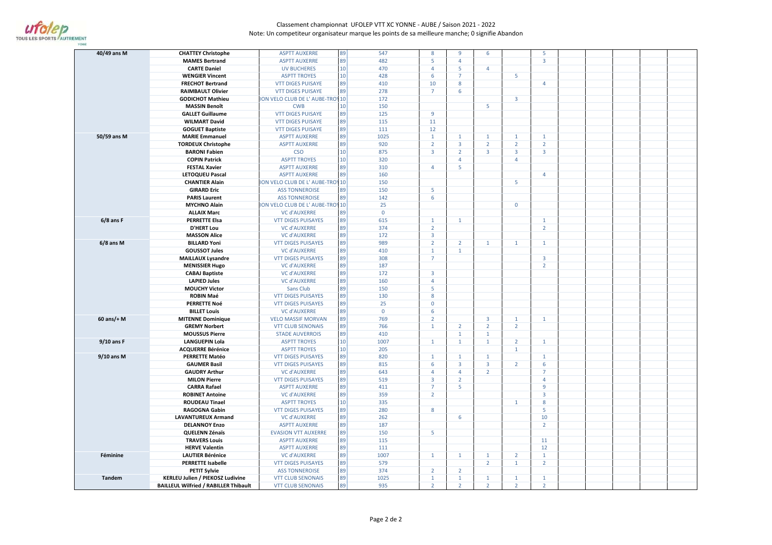Classement championnat UFOLEP VTT XC YONNE - AUBE / Saison 2021 - 2022

Note: Un competiteur organisateur marque les points de sa meilleure manche; 0 signifie Abandon

| | | | | | | | | | | | | | | | |
|---|---|---|---|---|---|---|---|---|---|---|---|---|---|---|---|
| 40/49 ans M | CHATTEY Christophe | ASPTT AUXERRE | 89 | 547 | 8 | 9 | 6 | | 5 | | | | | |
| | MAMES Bertrand | ASPTT AUXERRE | 89 | 482 | 5 | 4 | | | 3 | | | | | |
| | CARTE Daniel | UV BUCHERES | 10 | 470 | 4 | 5 | 4 | | | | | | | |
| | WENGIER Vincent | ASPTT TROYES | 10 | 428 | 6 | 7 | | 5 | | | | | | |
| | FRECHOT Bertrand | VTT DIGES PUISAYE | 89 | 410 | 10 | 8 | | | 4 | | | | | |
| | RAIMBAULT Olivier | VTT DIGES PUISAYE | 89 | 278 | 7 | 6 | | | | | | | | |
| | GODICHOT Mathieu | ION VELO CLUB DE L' AUBE-TRO | 10 | 172 | | | | 3 | | | | | | |
| | MASSIN Benoît | CWB | 10 | 150 | | | 5 | | | | | | | |
| | GALLET Guillaume | VTT DIGES PUISAYE | 89 | 125 | 9 | | | | | | | | | |
| | WILMART David | VTT DIGES PUISAYE | 89 | 115 | 11 | | | | | | | | | |
| | GOGUET Baptiste | VTT DIGES PUISAYE | 89 | 111 | 12 | | | | | | | | | |
| 50/59 ans M | MARIE Emmanuel | ASPTT AUXERRE | 89 | 1025 | 1 | 1 | 1 | 1 | 1 | | | | | |
| | TORDEUX Christophe | ASPTT AUXERRE | 89 | 920 | 2 | 3 | 2 | 2 | 2 | | | | | |
| | BARONI Fabien | CSO | 10 | 875 | 3 | 2 | 3 | 3 | 3 | | | | | |
| | COPIN Patrick | ASPTT TROYES | 10 | 320 | | 4 | | 4 | | | | | | |
| | FESTAL Xavier | ASPTT AUXERRE | 89 | 310 | 4 | 5 | | | | | | | | |
| | LETOQUEU Pascal | ASPTT AUXERRE | 89 | 160 | | | | | 4 | | | | | |
| | CHANTIER Alain | ION VELO CLUB DE L' AUBE-TRO | 10 | 150 | | | | 5 | | | | | | |
| | GIRARD Eric | ASS TONNEROISE | 89 | 150 | 5 | | | | | | | | | |
| | PARIS Laurent | ASS TONNEROISE | 89 | 142 | 6 | | | | | | | | | |
| | MYCHNO Alain | ION VELO CLUB DE L' AUBE-TRO | 10 | 25 | | | | 0 | | | | | | |
| | ALLAIX Marc | VC d'AUXERRE | 89 | 0 | | | | | | | | | | |
| 6/8 ans F | PERRETTE Elsa | VTT DIGES PUISAYES | 89 | 615 | 1 | 1 | | | 1 | | | | | |
| | D'HERT Lou | VC d'AUXERRE | 89 | 374 | 2 | | | | 2 | | | | | |
| | MASSON Alice | VC d'AUXERRE | 89 | 172 | 3 | | | | | | | | | |
| 6/8 ans M | BILLARD Yoni | VTT DIGES PUISAYES | 89 | 989 | 2 | 2 | 1 | 1 | 1 | | | | | |
| | GOUSSOT Jules | VC d'AUXERRE | 89 | 410 | 1 | 1 | | | | | | | | |
| | MAILLAUX Lysandre | VTT DIGES PUISAYES | 89 | 308 | 7 | | | | 3 | | | | | |
| | MENISSIER Hugo | VC d'AUXERRE | 89 | 187 | | | | | 2 | | | | | |
| | CABAJ Baptiste | VC d'AUXERRE | 89 | 172 | 3 | | | | | | | | | |
| | LAPIED Jules | VC d'AUXERRE | 89 | 160 | 4 | | | | | | | | | |
| | MOUCHY Victor | Sans Club | 89 | 150 | 5 | | | | | | | | | |
| | ROBIN Maé | VTT DIGES PUISAYES | 89 | 130 | 8 | | | | | | | | | |
| | PERRETTE Noé | VTT DIGES PUISAYES | 89 | 25 | 0 | | | | | | | | | |
| | BILLET Louis | VC d'AUXERRE | 89 | 0 | 6 | | | | | | | | | |
| 60 ans/+ M | MITENNE Dominique | VELO MASSIF MORVAN | 89 | 769 | 2 | | 3 | 1 | 1 | | | | | |
| | GREMY Norbert | VTT CLUB SENONAIS | 89 | 766 | 1 | 2 | 2 | 2 | | | | | | |
| | MOUSSUS Pierre | STADE AUVERROIS | 89 | 410 | | 1 | 1 | | | | | | | |
| 9/10 ans F | LANGUEPIN Lola | ASPTT TROYES | 10 | 1007 | 1 | 1 | 1 | 2 | 1 | | | | | |
| | ACQUERRE Bérénice | ASPTT TROYES | 10 | 205 | | | | 1 | | | | | | |
| 9/10 ans M | PERRETTE Matéo | VTT DIGES PUISAYES | 89 | 820 | 1 | 1 | 1 | | 1 | | | | | |
| | GAUMER Basil | VTT DIGES PUISAYES | 89 | 815 | 6 | 3 | 3 | 2 | 6 | | | | | |
| | GAUDRY Arthur | VC d'AUXERRE | 89 | 643 | 4 | 4 | 2 | | 7 | | | | | |
| | MILON Pierre | VTT DIGES PUISAYES | 89 | 519 | 3 | 2 | | | 4 | | | | | |
| | CARRA Rafael | ASPTT AUXERRE | 89 | 411 | 7 | 5 | | | 9 | | | | | |
| | ROBINET Antoine | VC d'AUXERRE | 89 | 359 | 2 | | | | 3 | | | | | |
| | ROUDEAU Tinael | ASPTT TROYES | 10 | 335 | | | | 1 | 8 | | | | | |
| | RAGOGNA Gabin | VTT DIGES PUISAYES | 89 | 280 | 8 | | | | 5 | | | | | |
| | LAVANTUREUX Armand | VC d'AUXERRE | 89 | 262 | | 6 | | | 10 | | | | | |
| | DELANNOY Enzo | ASPTT AUXERRE | 89 | 187 | | | | | 2 | | | | | |
| | QUELENN Zénaïs | EVASION VTT AUXERRE | 89 | 150 | 5 | | | | | | | | | |
| | TRAVERS Louis | ASPTT AUXERRE | 89 | 115 | | | | | 11 | | | | | |
| | HERVE Valentin | ASPTT AUXERRE | 89 | 111 | | | | | 12 | | | | | |
| Féminine | LAUTIER Bérénice | VC d'AUXERRE | 89 | 1007 | 1 | 1 | 1 | 2 | 1 | | | | | |
| | PERRETTE Isabelle | VTT DIGES PUISAYES | 89 | 579 | | | 2 | 1 | 2 | | | | | |
| | PETIT Sylvie | ASS TONNEROISE | 89 | 374 | 2 | 2 | | | | | | | | |
| Tandem | KERLEU Julien / PIEKOSZ Ludivine | VTT CLUB SENONAIS | 89 | 1025 | 1 | 1 | 1 | 1 | 1 | | | | | |
| | BAILLEUL Wilfried / RABILLER Thibault | VTT CLUB SENONAIS | 89 | 935 | 2 | 2 | 2 | 2 | 2 | | | | | |